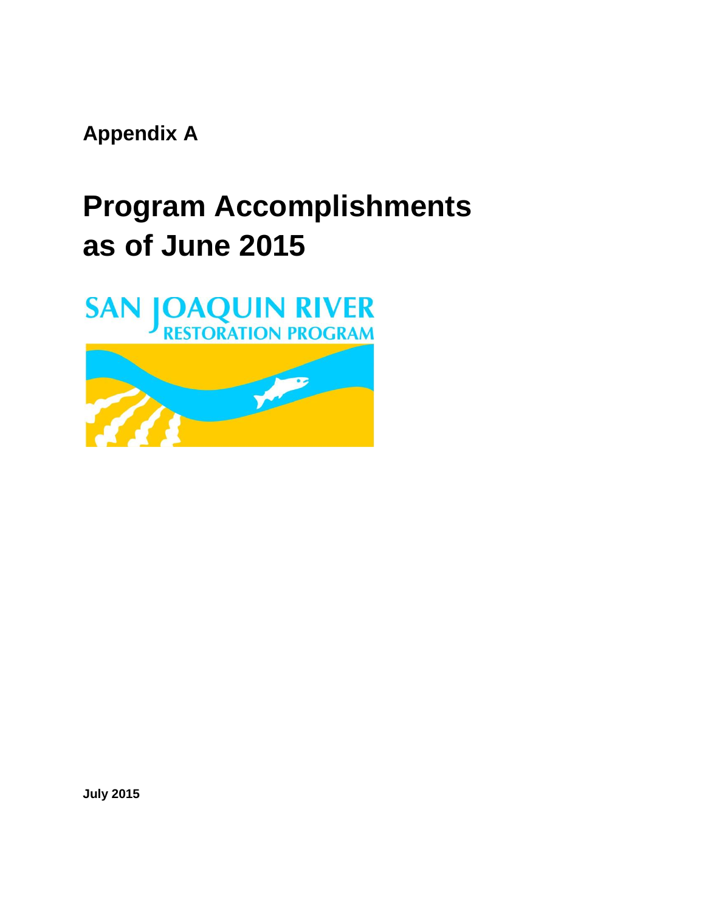**Appendix A**

# Program Accomplishments as of June 2015

SAN JOAQUIN RIVER RESTORATION PROGRAM

**July 2015**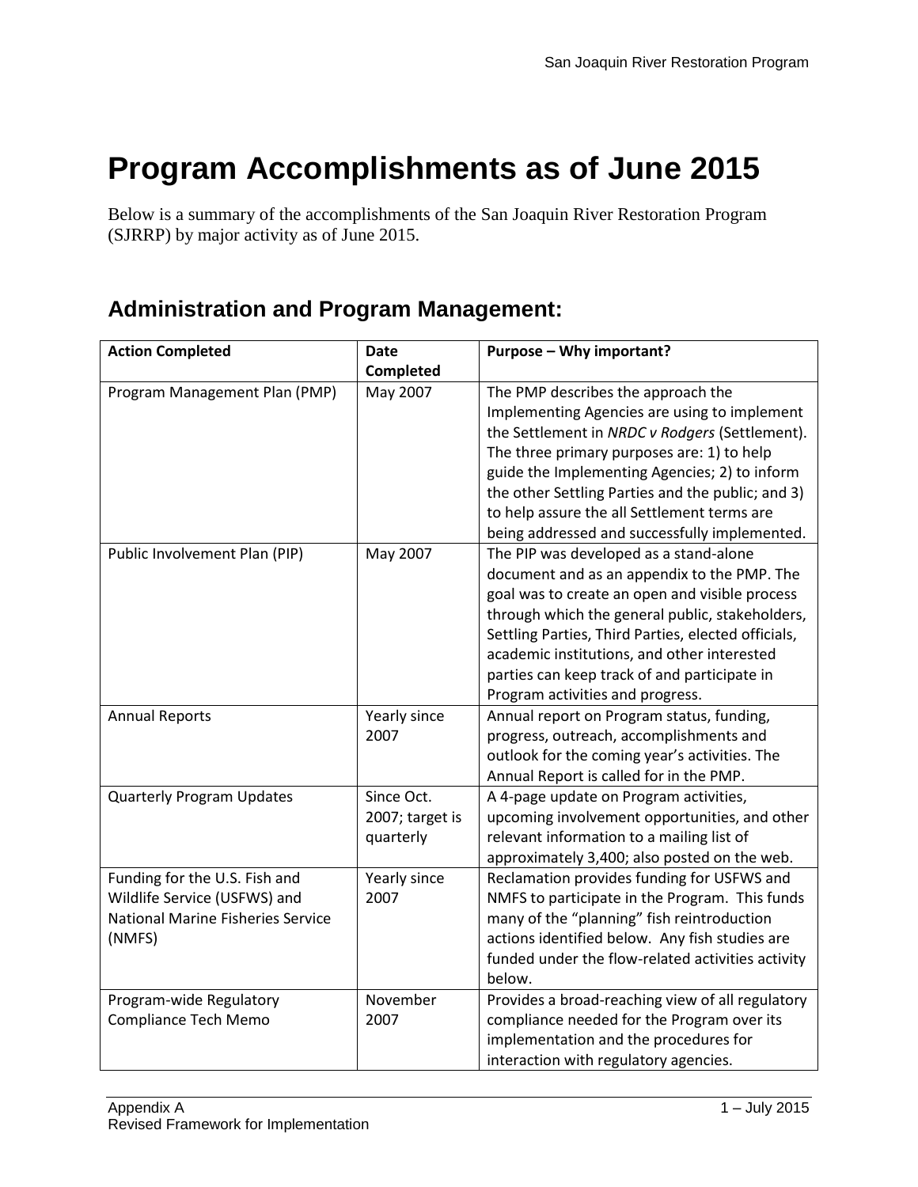# Program Accomplishments as of June 2015

Below is a summary of the accomplishments of the San Joaquin River Restoration Program (SJRRP) by major activity as of June 2015.

## Administration and Program Management:

| Action Completed | Date Completed | Purpose – Why important? |
|---|---|---|
| Program Management Plan (PMP) | May 2007 | The PMP describes the approach the Implementing Agencies are using to implement the Settlement in *NRDC v Rodgers* (Settlement). The three primary purposes are: 1) to help guide the Implementing Agencies; 2) to inform the other Settling Parties and the public; and 3) to help assure the all Settlement terms are being addressed and successfully implemented. |
| Public Involvement Plan (PIP) | May 2007 | The PIP was developed as a stand-alone document and as an appendix to the PMP. The goal was to create an open and visible process through which the general public, stakeholders, Settling Parties, Third Parties, elected officials, academic institutions, and other interested parties can keep track of and participate in Program activities and progress. |
| Annual Reports | Yearly since 2007 | Annual report on Program status, funding, progress, outreach, accomplishments and outlook for the coming year's activities. The Annual Report is called for in the PMP. |
| Quarterly Program Updates | Since Oct. 2007; target is quarterly | A 4-page update on Program activities, upcoming involvement opportunities, and other relevant information to a mailing list of approximately 3,400; also posted on the web. |
| Funding for the U.S. Fish and Wildlife Service (USFWS) and National Marine Fisheries Service (NMFS) | Yearly since 2007 | Reclamation provides funding for USFWS and NMFS to participate in the Program. This funds many of the "planning" fish reintroduction actions identified below. Any fish studies are funded under the flow-related activities activity below. |
| Program-wide Regulatory Compliance Tech Memo | November 2007 | Provides a broad-reaching view of all regulatory compliance needed for the Program over its implementation and the procedures for interaction with regulatory agencies. |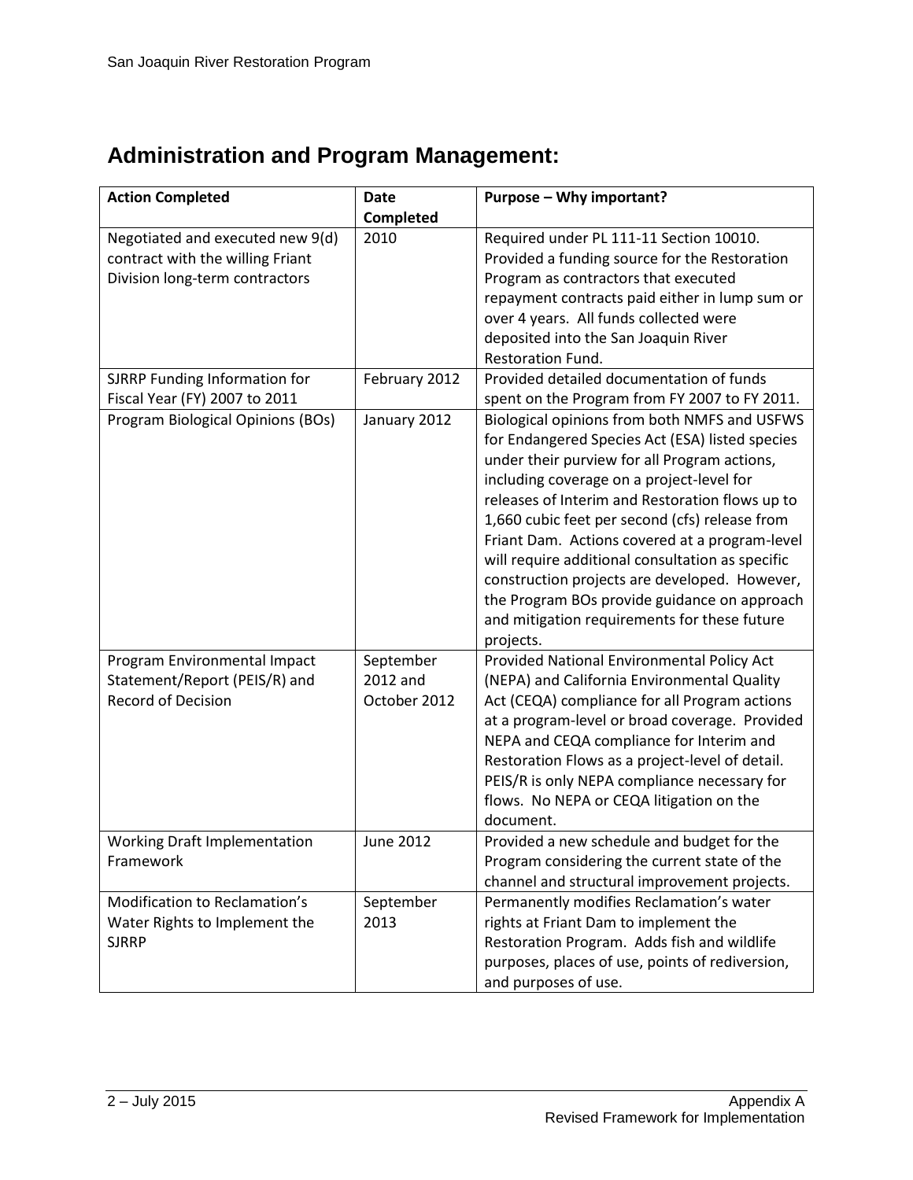## Administration and Program Management:

| Action Completed | Date Completed | Purpose – Why important? |
|---|---|---|
| Negotiated and executed new 9(d) contract with the willing Friant Division long-term contractors | 2010 | Required under PL 111-11 Section 10010. Provided a funding source for the Restoration Program as contractors that executed repayment contracts paid either in lump sum or over 4 years. All funds collected were deposited into the San Joaquin River Restoration Fund. |
| SJRRP Funding Information for Fiscal Year (FY) 2007 to 2011 | February 2012 | Provided detailed documentation of funds spent on the Program from FY 2007 to FY 2011. |
| Program Biological Opinions (BOs) | January 2012 | Biological opinions from both NMFS and USFWS for Endangered Species Act (ESA) listed species under their purview for all Program actions, including coverage on a project-level for releases of Interim and Restoration flows up to 1,660 cubic feet per second (cfs) release from Friant Dam. Actions covered at a program-level will require additional consultation as specific construction projects are developed. However, the Program BOs provide guidance on approach and mitigation requirements for these future projects. |
| Program Environmental Impact Statement/Report (PEIS/R) and Record of Decision | September 2012 and October 2012 | Provided National Environmental Policy Act (NEPA) and California Environmental Quality Act (CEQA) compliance for all Program actions at a program-level or broad coverage. Provided NEPA and CEQA compliance for Interim and Restoration Flows as a project-level of detail. PEIS/R is only NEPA compliance necessary for flows. No NEPA or CEQA litigation on the document. |
| Working Draft Implementation Framework | June 2012 | Provided a new schedule and budget for the Program considering the current state of the channel and structural improvement projects. |
| Modification to Reclamation's Water Rights to Implement the SJRRP | September 2013 | Permanently modifies Reclamation's water rights at Friant Dam to implement the Restoration Program. Adds fish and wildlife purposes, places of use, points of rediversion, and purposes of use. |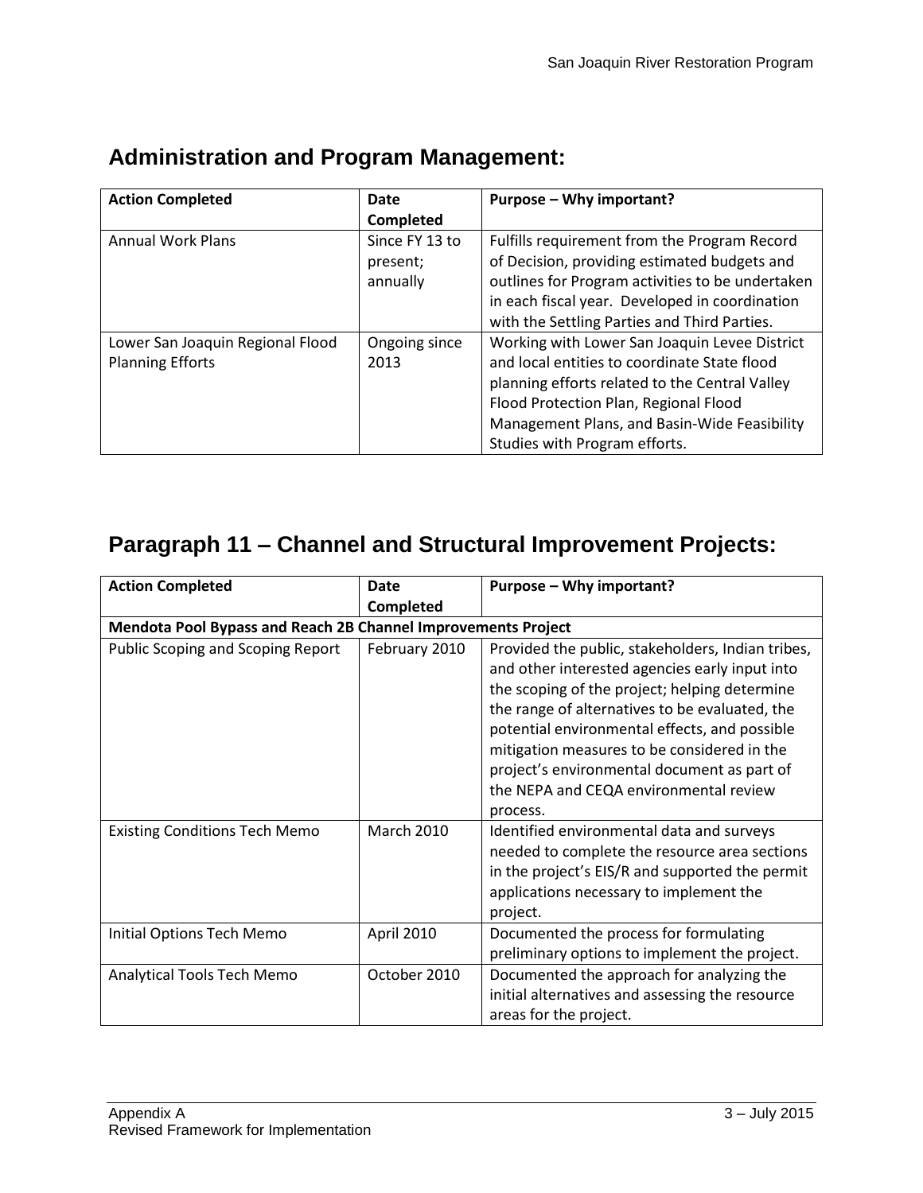## Administration and Program Management:

| Action Completed | Date Completed | Purpose – Why important? |
|---|---|---|
| Annual Work Plans | Since FY 13 to present; annually | Fulfills requirement from the Program Record of Decision, providing estimated budgets and outlines for Program activities to be undertaken in each fiscal year. Developed in coordination with the Settling Parties and Third Parties. |
| Lower San Joaquin Regional Flood Planning Efforts | Ongoing since 2013 | Working with Lower San Joaquin Levee District and local entities to coordinate State flood planning efforts related to the Central Valley Flood Protection Plan, Regional Flood Management Plans, and Basin-Wide Feasibility Studies with Program efforts. |

## Paragraph 11 – Channel and Structural Improvement Projects:

| Action Completed | Date Completed | Purpose – Why important? |
|---|---|---|
| **Mendota Pool Bypass and Reach 2B Channel Improvements Project** | | |
| Public Scoping and Scoping Report | February 2010 | Provided the public, stakeholders, Indian tribes, and other interested agencies early input into the scoping of the project; helping determine the range of alternatives to be evaluated, the potential environmental effects, and possible mitigation measures to be considered in the project's environmental document as part of the NEPA and CEQA environmental review process. |
| Existing Conditions Tech Memo | March 2010 | Identified environmental data and surveys needed to complete the resource area sections in the project's EIS/R and supported the permit applications necessary to implement the project. |
| Initial Options Tech Memo | April 2010 | Documented the process for formulating preliminary options to implement the project. |
| Analytical Tools Tech Memo | October 2010 | Documented the approach for analyzing the initial alternatives and assessing the resource areas for the project. |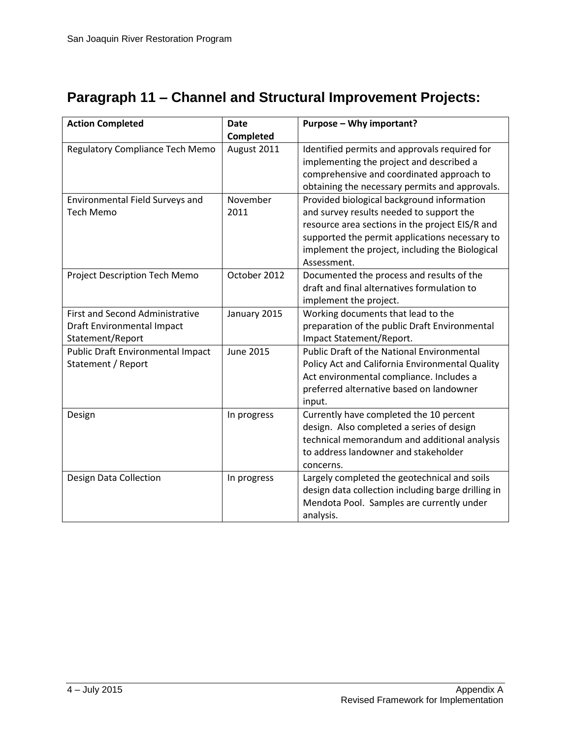## Paragraph 11 – Channel and Structural Improvement Projects:

| Action Completed | Date Completed | Purpose – Why important? |
|---|---|---|
| Regulatory Compliance Tech Memo | August 2011 | Identified permits and approvals required for implementing the project and described a comprehensive and coordinated approach to obtaining the necessary permits and approvals. |
| Environmental Field Surveys and Tech Memo | November 2011 | Provided biological background information and survey results needed to support the resource area sections in the project EIS/R and supported the permit applications necessary to implement the project, including the Biological Assessment. |
| Project Description Tech Memo | October 2012 | Documented the process and results of the draft and final alternatives formulation to implement the project. |
| First and Second Administrative Draft Environmental Impact Statement/Report | January 2015 | Working documents that lead to the preparation of the public Draft Environmental Impact Statement/Report. |
| Public Draft Environmental Impact Statement / Report | June 2015 | Public Draft of the National Environmental Policy Act and California Environmental Quality Act environmental compliance. Includes a preferred alternative based on landowner input. |
| Design | In progress | Currently have completed the 10 percent design. Also completed a series of design technical memorandum and additional analysis to address landowner and stakeholder concerns. |
| Design Data Collection | In progress | Largely completed the geotechnical and soils design data collection including barge drilling in Mendota Pool. Samples are currently under analysis. |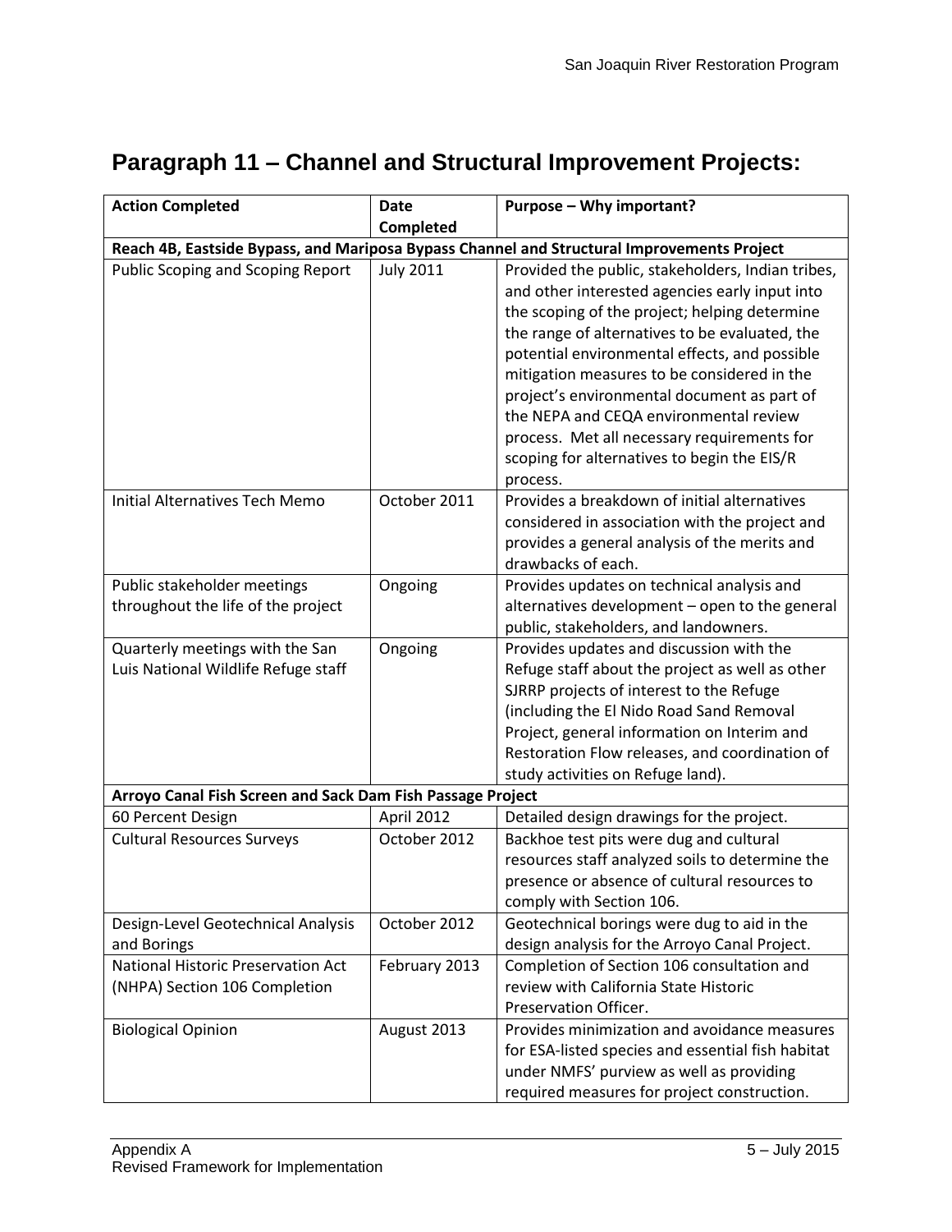## Paragraph 11 – Channel and Structural Improvement Projects:

| Action Completed | Date Completed | Purpose – Why important? |
|---|---|---|
| **Reach 4B, Eastside Bypass, and Mariposa Bypass Channel and Structural Improvements Project** | | |
| Public Scoping and Scoping Report | July 2011 | Provided the public, stakeholders, Indian tribes, and other interested agencies early input into the scoping of the project; helping determine the range of alternatives to be evaluated, the potential environmental effects, and possible mitigation measures to be considered in the project's environmental document as part of the NEPA and CEQA environmental review process. Met all necessary requirements for scoping for alternatives to begin the EIS/R process. |
| Initial Alternatives Tech Memo | October 2011 | Provides a breakdown of initial alternatives considered in association with the project and provides a general analysis of the merits and drawbacks of each. |
| Public stakeholder meetings throughout the life of the project | Ongoing | Provides updates on technical analysis and alternatives development – open to the general public, stakeholders, and landowners. |
| Quarterly meetings with the San Luis National Wildlife Refuge staff | Ongoing | Provides updates and discussion with the Refuge staff about the project as well as other SJRRP projects of interest to the Refuge (including the El Nido Road Sand Removal Project, general information on Interim and Restoration Flow releases, and coordination of study activities on Refuge land). |
| **Arroyo Canal Fish Screen and Sack Dam Fish Passage Project** | | |
| 60 Percent Design | April 2012 | Detailed design drawings for the project. |
| Cultural Resources Surveys | October 2012 | Backhoe test pits were dug and cultural resources staff analyzed soils to determine the presence or absence of cultural resources to comply with Section 106. |
| Design-Level Geotechnical Analysis and Borings | October 2012 | Geotechnical borings were dug to aid in the design analysis for the Arroyo Canal Project. |
| National Historic Preservation Act (NHPA) Section 106 Completion | February 2013 | Completion of Section 106 consultation and review with California State Historic Preservation Officer. |
| Biological Opinion | August 2013 | Provides minimization and avoidance measures for ESA-listed species and essential fish habitat under NMFS' purview as well as providing required measures for project construction. |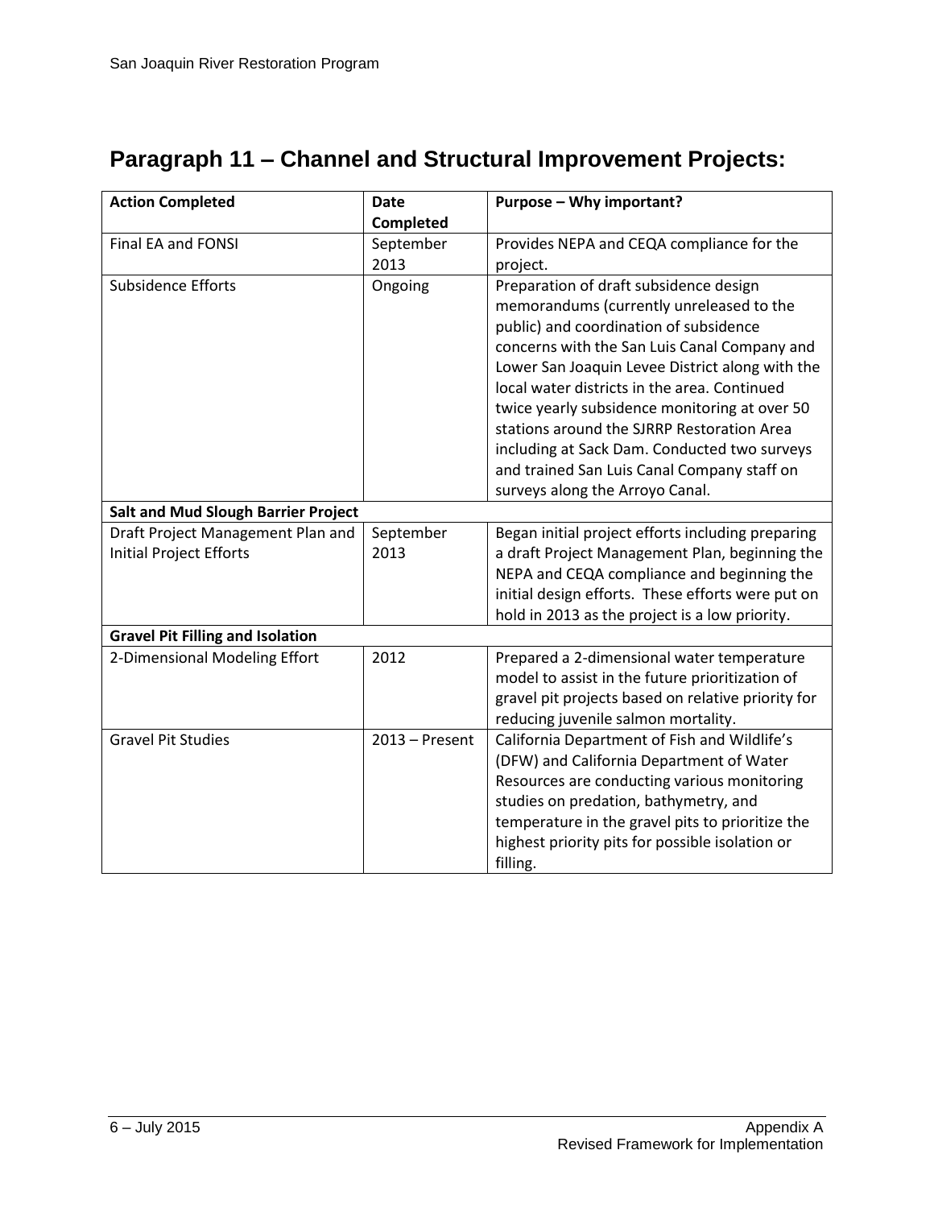## Paragraph 11 – Channel and Structural Improvement Projects:

| Action Completed | Date Completed | Purpose – Why important? |
|---|---|---|
| Final EA and FONSI | September 2013 | Provides NEPA and CEQA compliance for the project. |
| Subsidence Efforts | Ongoing | Preparation of draft subsidence design memorandums (currently unreleased to the public) and coordination of subsidence concerns with the San Luis Canal Company and Lower San Joaquin Levee District along with the local water districts in the area. Continued twice yearly subsidence monitoring at over 50 stations around the SJRRP Restoration Area including at Sack Dam. Conducted two surveys and trained San Luis Canal Company staff on surveys along the Arroyo Canal. |
| **Salt and Mud Slough Barrier Project** | | |
| Draft Project Management Plan and Initial Project Efforts | September 2013 | Began initial project efforts including preparing a draft Project Management Plan, beginning the NEPA and CEQA compliance and beginning the initial design efforts. These efforts were put on hold in 2013 as the project is a low priority. |
| **Gravel Pit Filling and Isolation** | | |
| 2-Dimensional Modeling Effort | 2012 | Prepared a 2-dimensional water temperature model to assist in the future prioritization of gravel pit projects based on relative priority for reducing juvenile salmon mortality. |
| Gravel Pit Studies | 2013 – Present | California Department of Fish and Wildlife's (DFW) and California Department of Water Resources are conducting various monitoring studies on predation, bathymetry, and temperature in the gravel pits to prioritize the highest priority pits for possible isolation or filling. |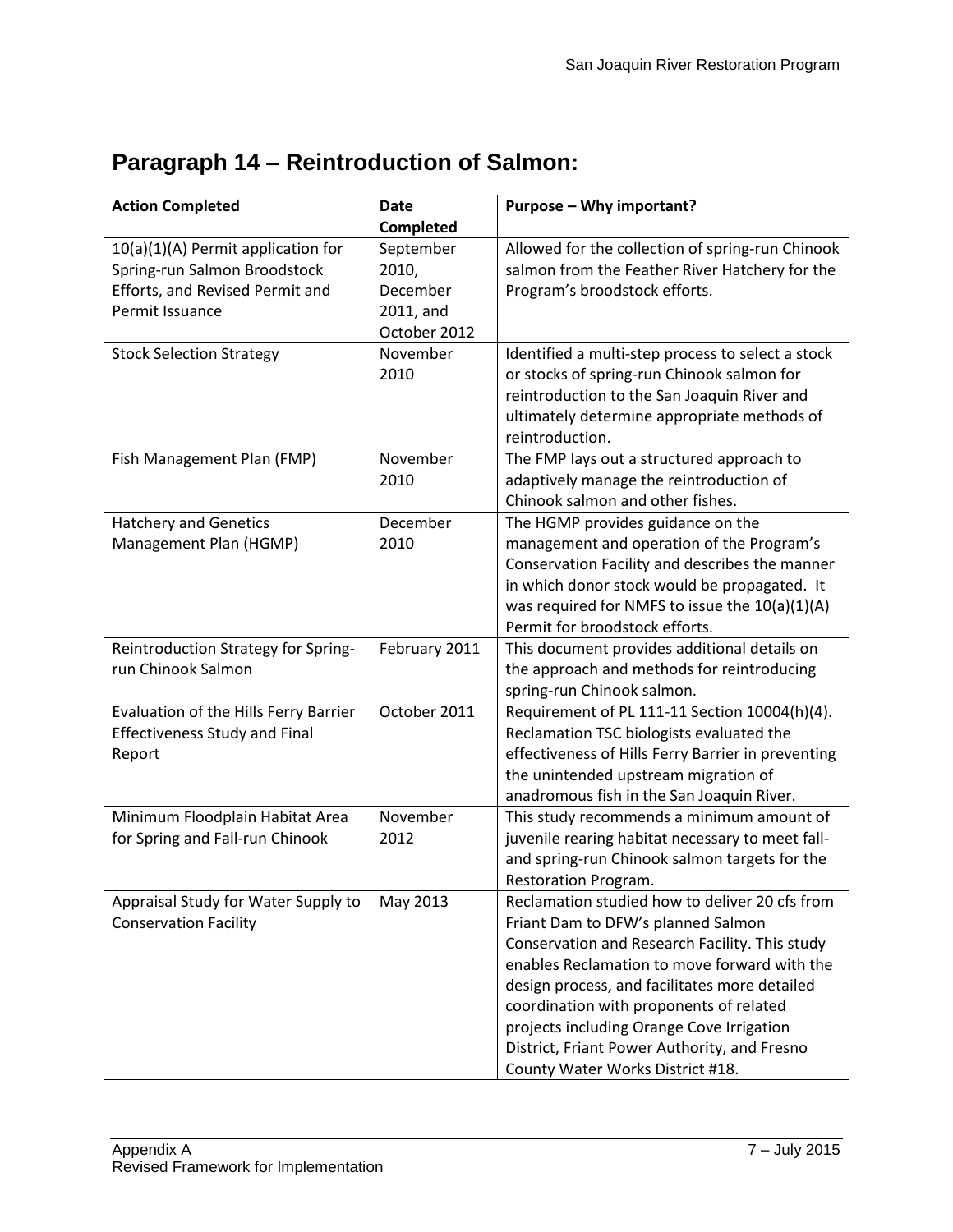## Paragraph 14 – Reintroduction of Salmon:

| Action Completed | Date Completed | Purpose – Why important? |
|---|---|---|
| 10(a)(1)(A) Permit application for Spring-run Salmon Broodstock Efforts, and Revised Permit and Permit Issuance | September 2010, December 2011, and October 2012 | Allowed for the collection of spring-run Chinook salmon from the Feather River Hatchery for the Program's broodstock efforts. |
| Stock Selection Strategy | November 2010 | Identified a multi-step process to select a stock or stocks of spring-run Chinook salmon for reintroduction to the San Joaquin River and ultimately determine appropriate methods of reintroduction. |
| Fish Management Plan (FMP) | November 2010 | The FMP lays out a structured approach to adaptively manage the reintroduction of Chinook salmon and other fishes. |
| Hatchery and Genetics Management Plan (HGMP) | December 2010 | The HGMP provides guidance on the management and operation of the Program's Conservation Facility and describes the manner in which donor stock would be propagated. It was required for NMFS to issue the 10(a)(1)(A) Permit for broodstock efforts. |
| Reintroduction Strategy for Spring-run Chinook Salmon | February 2011 | This document provides additional details on the approach and methods for reintroducing spring-run Chinook salmon. |
| Evaluation of the Hills Ferry Barrier Effectiveness Study and Final Report | October 2011 | Requirement of PL 111-11 Section 10004(h)(4). Reclamation TSC biologists evaluated the effectiveness of Hills Ferry Barrier in preventing the unintended upstream migration of anadromous fish in the San Joaquin River. |
| Minimum Floodplain Habitat Area for Spring and Fall-run Chinook | November 2012 | This study recommends a minimum amount of juvenile rearing habitat necessary to meet fall- and spring-run Chinook salmon targets for the Restoration Program. |
| Appraisal Study for Water Supply to Conservation Facility | May 2013 | Reclamation studied how to deliver 20 cfs from Friant Dam to DFW's planned Salmon Conservation and Research Facility. This study enables Reclamation to move forward with the design process, and facilitates more detailed coordination with proponents of related projects including Orange Cove Irrigation District, Friant Power Authority, and Fresno County Water Works District #18. |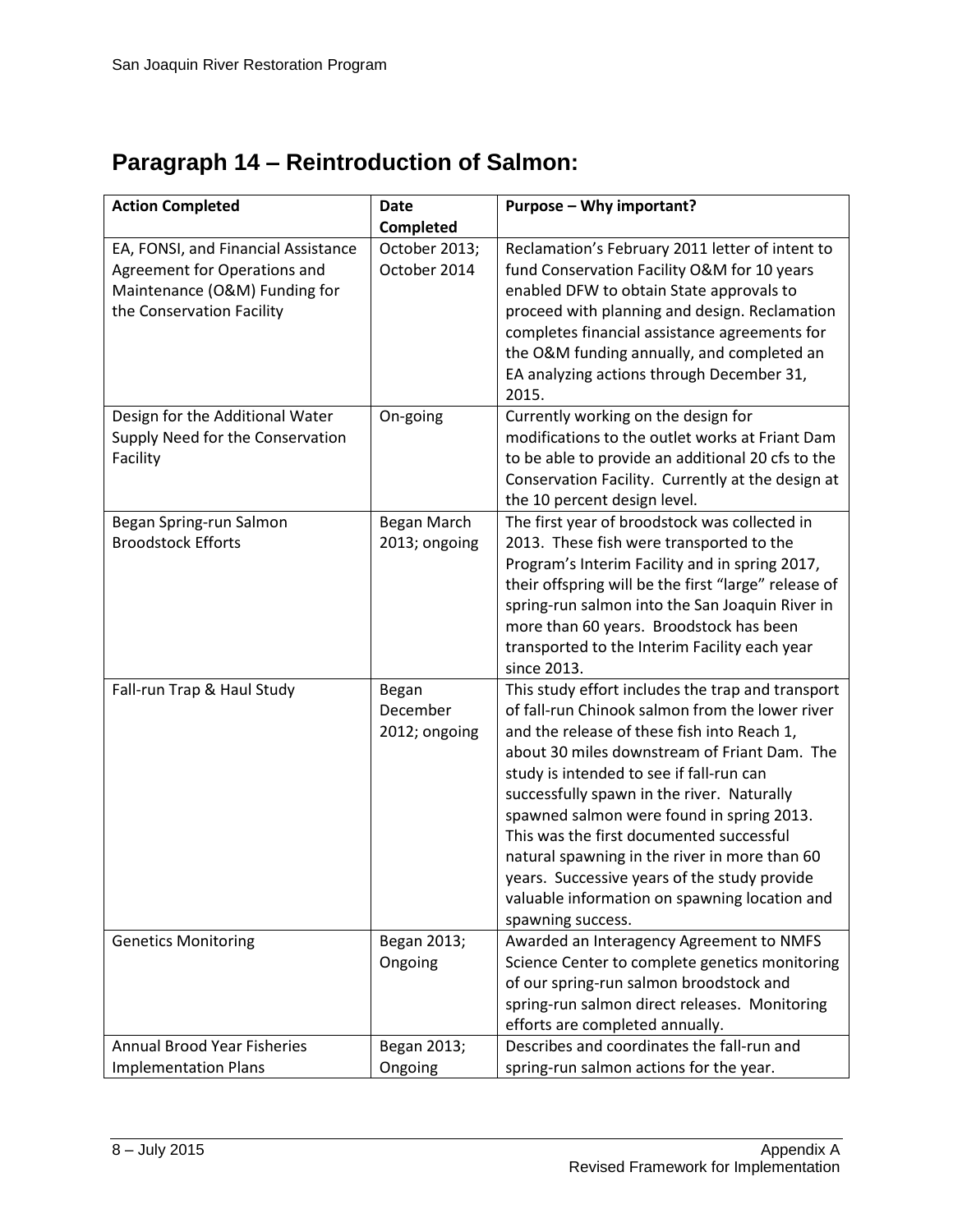## Paragraph 14 – Reintroduction of Salmon:

| Action Completed | Date Completed | Purpose – Why important? |
|---|---|---|
| EA, FONSI, and Financial Assistance Agreement for Operations and Maintenance (O&M) Funding for the Conservation Facility | October 2013; October 2014 | Reclamation's February 2011 letter of intent to fund Conservation Facility O&M for 10 years enabled DFW to obtain State approvals to proceed with planning and design. Reclamation completes financial assistance agreements for the O&M funding annually, and completed an EA analyzing actions through December 31, 2015. |
| Design for the Additional Water Supply Need for the Conservation Facility | On-going | Currently working on the design for modifications to the outlet works at Friant Dam to be able to provide an additional 20 cfs to the Conservation Facility. Currently at the design at the 10 percent design level. |
| Began Spring-run Salmon Broodstock Efforts | Began March 2013; ongoing | The first year of broodstock was collected in 2013. These fish were transported to the Program's Interim Facility and in spring 2017, their offspring will be the first "large" release of spring-run salmon into the San Joaquin River in more than 60 years. Broodstock has been transported to the Interim Facility each year since 2013. |
| Fall-run Trap & Haul Study | Began December 2012; ongoing | This study effort includes the trap and transport of fall-run Chinook salmon from the lower river and the release of these fish into Reach 1, about 30 miles downstream of Friant Dam. The study is intended to see if fall-run can successfully spawn in the river. Naturally spawned salmon were found in spring 2013. This was the first documented successful natural spawning in the river in more than 60 years. Successive years of the study provide valuable information on spawning location and spawning success. |
| Genetics Monitoring | Began 2013; Ongoing | Awarded an Interagency Agreement to NMFS Science Center to complete genetics monitoring of our spring-run salmon broodstock and spring-run salmon direct releases. Monitoring efforts are completed annually. |
| Annual Brood Year Fisheries Implementation Plans | Began 2013; Ongoing | Describes and coordinates the fall-run and spring-run salmon actions for the year. |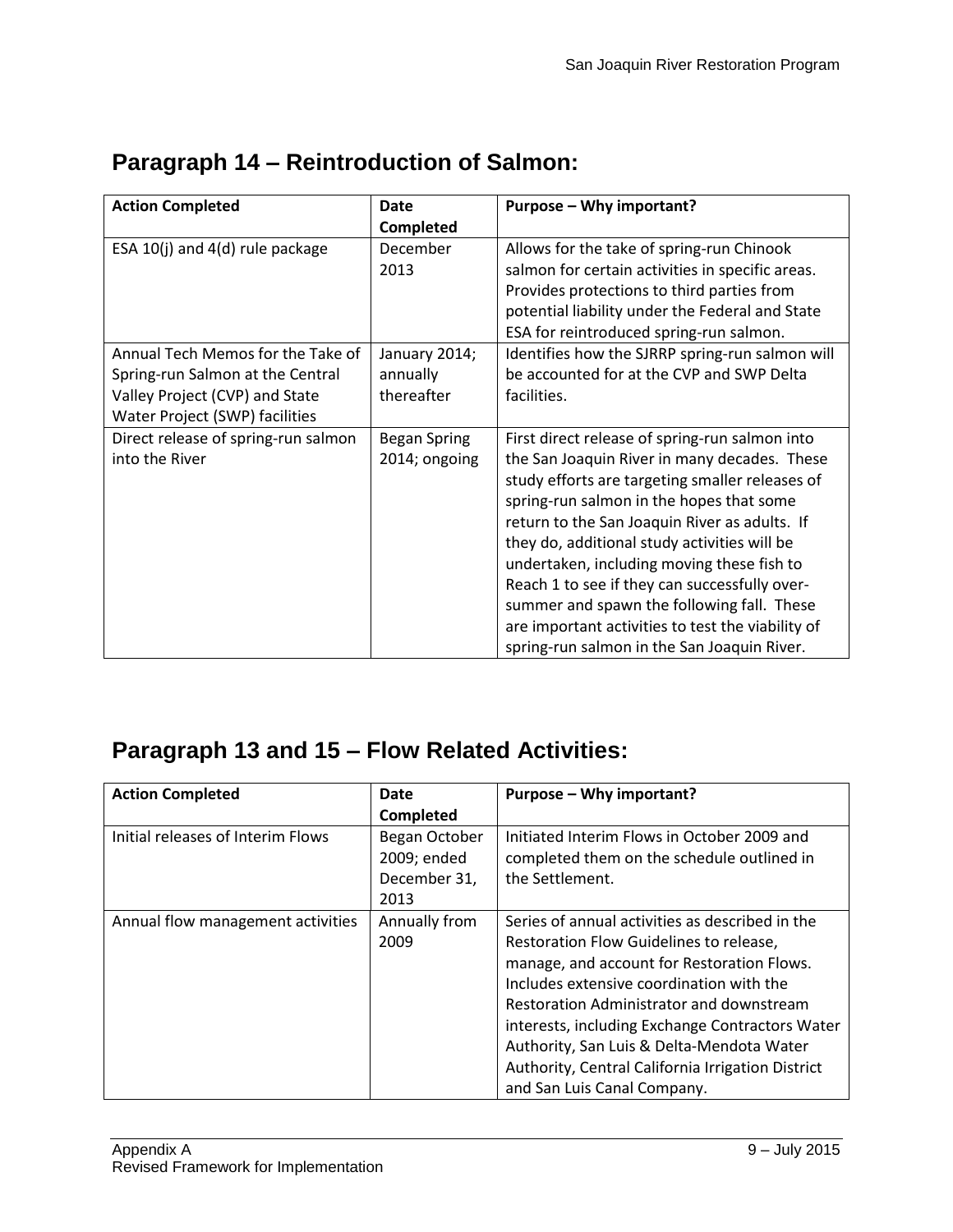## Paragraph 14 – Reintroduction of Salmon:

| Action Completed | Date Completed | Purpose – Why important? |
|---|---|---|
| ESA 10(j) and 4(d) rule package | December 2013 | Allows for the take of spring-run Chinook salmon for certain activities in specific areas. Provides protections to third parties from potential liability under the Federal and State ESA for reintroduced spring-run salmon. |
| Annual Tech Memos for the Take of Spring-run Salmon at the Central Valley Project (CVP) and State Water Project (SWP) facilities | January 2014; annually thereafter | Identifies how the SJRRP spring-run salmon will be accounted for at the CVP and SWP Delta facilities. |
| Direct release of spring-run salmon into the River | Began Spring 2014; ongoing | First direct release of spring-run salmon into the San Joaquin River in many decades. These study efforts are targeting smaller releases of spring-run salmon in the hopes that some return to the San Joaquin River as adults. If they do, additional study activities will be undertaken, including moving these fish to Reach 1 to see if they can successfully over-summer and spawn the following fall. These are important activities to test the viability of spring-run salmon in the San Joaquin River. |

## Paragraph 13 and 15 – Flow Related Activities:

| Action Completed | Date Completed | Purpose – Why important? |
|---|---|---|
| Initial releases of Interim Flows | Began October 2009; ended December 31, 2013 | Initiated Interim Flows in October 2009 and completed them on the schedule outlined in the Settlement. |
| Annual flow management activities | Annually from 2009 | Series of annual activities as described in the Restoration Flow Guidelines to release, manage, and account for Restoration Flows. Includes extensive coordination with the Restoration Administrator and downstream interests, including Exchange Contractors Water Authority, San Luis & Delta-Mendota Water Authority, Central California Irrigation District and San Luis Canal Company. |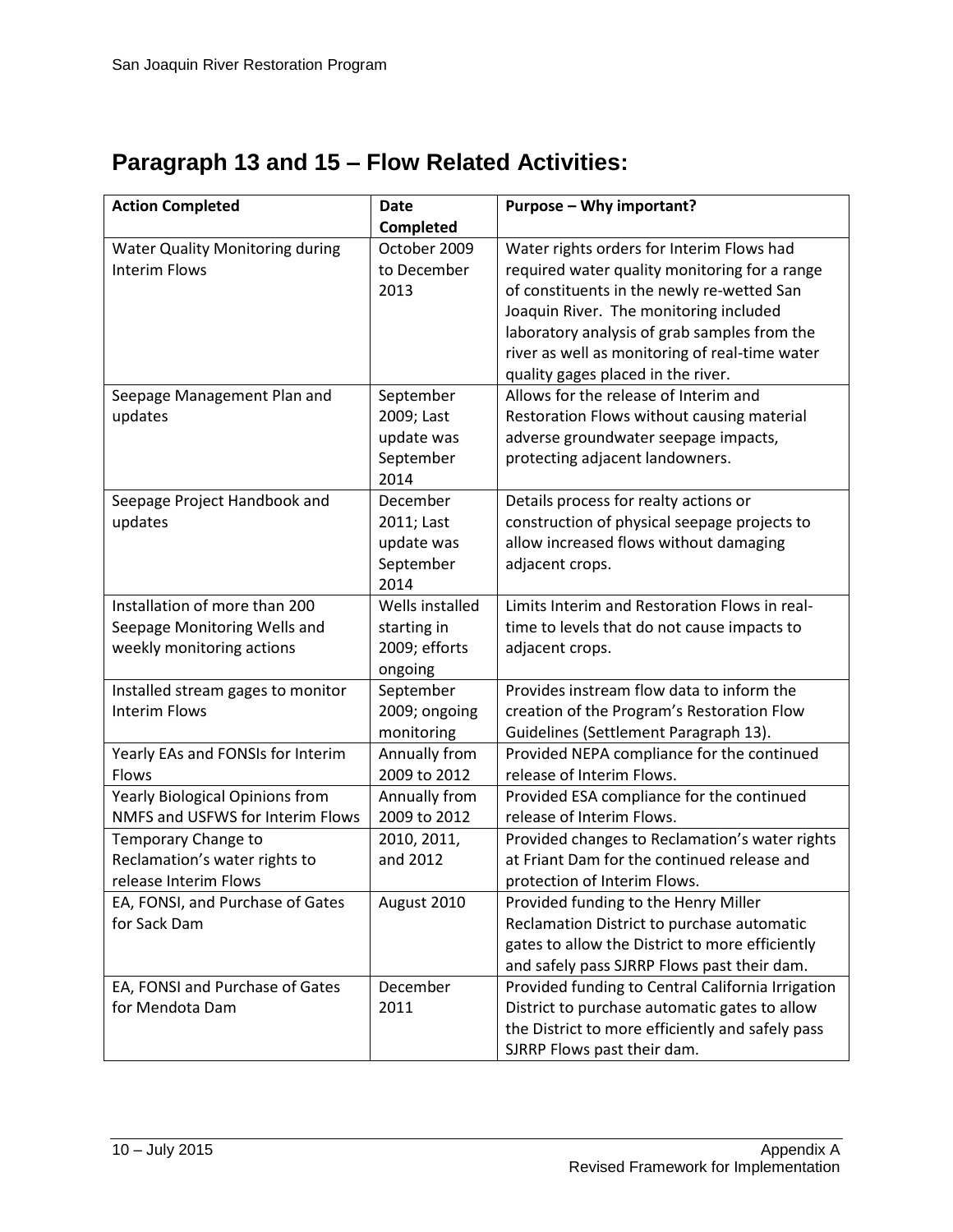## Paragraph 13 and 15 – Flow Related Activities:

| Action Completed | Date Completed | Purpose – Why important? |
|---|---|---|
| Water Quality Monitoring during Interim Flows | October 2009 to December 2013 | Water rights orders for Interim Flows had required water quality monitoring for a range of constituents in the newly re-wetted San Joaquin River. The monitoring included laboratory analysis of grab samples from the river as well as monitoring of real-time water quality gages placed in the river. |
| Seepage Management Plan and updates | September 2009; Last update was September 2014 | Allows for the release of Interim and Restoration Flows without causing material adverse groundwater seepage impacts, protecting adjacent landowners. |
| Seepage Project Handbook and updates | December 2011; Last update was September 2014 | Details process for realty actions or construction of physical seepage projects to allow increased flows without damaging adjacent crops. |
| Installation of more than 200 Seepage Monitoring Wells and weekly monitoring actions | Wells installed starting in 2009; efforts ongoing | Limits Interim and Restoration Flows in real-time to levels that do not cause impacts to adjacent crops. |
| Installed stream gages to monitor Interim Flows | September 2009; ongoing monitoring | Provides instream flow data to inform the creation of the Program's Restoration Flow Guidelines (Settlement Paragraph 13). |
| Yearly EAs and FONSIs for Interim Flows | Annually from 2009 to 2012 | Provided NEPA compliance for the continued release of Interim Flows. |
| Yearly Biological Opinions from NMFS and USFWS for Interim Flows | Annually from 2009 to 2012 | Provided ESA compliance for the continued release of Interim Flows. |
| Temporary Change to Reclamation's water rights to release Interim Flows | 2010, 2011, and 2012 | Provided changes to Reclamation's water rights at Friant Dam for the continued release and protection of Interim Flows. |
| EA, FONSI, and Purchase of Gates for Sack Dam | August 2010 | Provided funding to the Henry Miller Reclamation District to purchase automatic gates to allow the District to more efficiently and safely pass SJRRP Flows past their dam. |
| EA, FONSI and Purchase of Gates for Mendota Dam | December 2011 | Provided funding to Central California Irrigation District to purchase automatic gates to allow the District to more efficiently and safely pass SJRRP Flows past their dam. |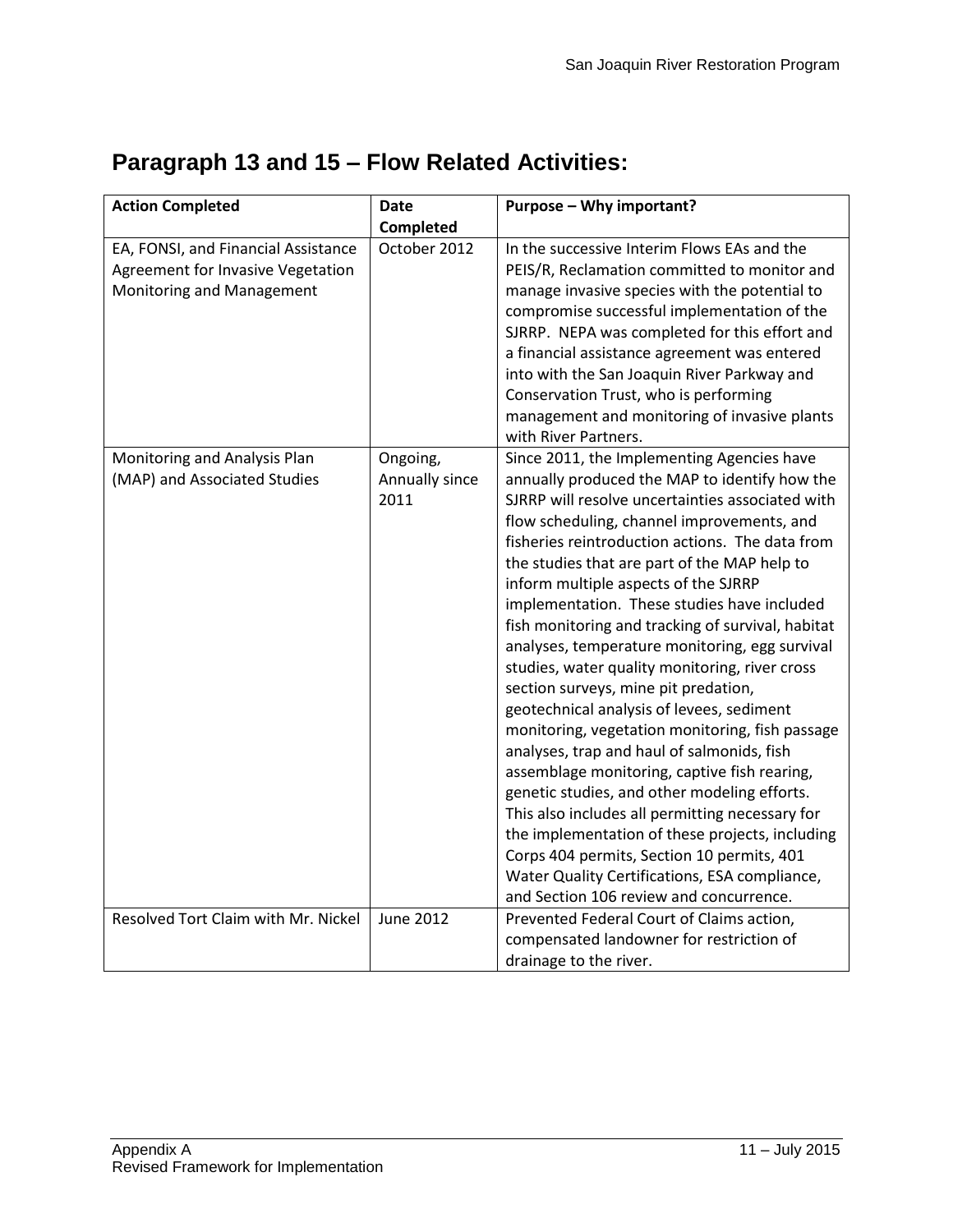## Paragraph 13 and 15 – Flow Related Activities:

| Action Completed | Date Completed | Purpose – Why important? |
|---|---|---|
| EA, FONSI, and Financial Assistance Agreement for Invasive Vegetation Monitoring and Management | October 2012 | In the successive Interim Flows EAs and the PEIS/R, Reclamation committed to monitor and manage invasive species with the potential to compromise successful implementation of the SJRRP. NEPA was completed for this effort and a financial assistance agreement was entered into with the San Joaquin River Parkway and Conservation Trust, who is performing management and monitoring of invasive plants with River Partners. |
| Monitoring and Analysis Plan (MAP) and Associated Studies | Ongoing, Annually since 2011 | Since 2011, the Implementing Agencies have annually produced the MAP to identify how the SJRRP will resolve uncertainties associated with flow scheduling, channel improvements, and fisheries reintroduction actions. The data from the studies that are part of the MAP help to inform multiple aspects of the SJRRP implementation. These studies have included fish monitoring and tracking of survival, habitat analyses, temperature monitoring, egg survival studies, water quality monitoring, river cross section surveys, mine pit predation, geotechnical analysis of levees, sediment monitoring, vegetation monitoring, fish passage analyses, trap and haul of salmonids, fish assemblage monitoring, captive fish rearing, genetic studies, and other modeling efforts. This also includes all permitting necessary for the implementation of these projects, including Corps 404 permits, Section 10 permits, 401 Water Quality Certifications, ESA compliance, and Section 106 review and concurrence. |
| Resolved Tort Claim with Mr. Nickel | June 2012 | Prevented Federal Court of Claims action, compensated landowner for restriction of drainage to the river. |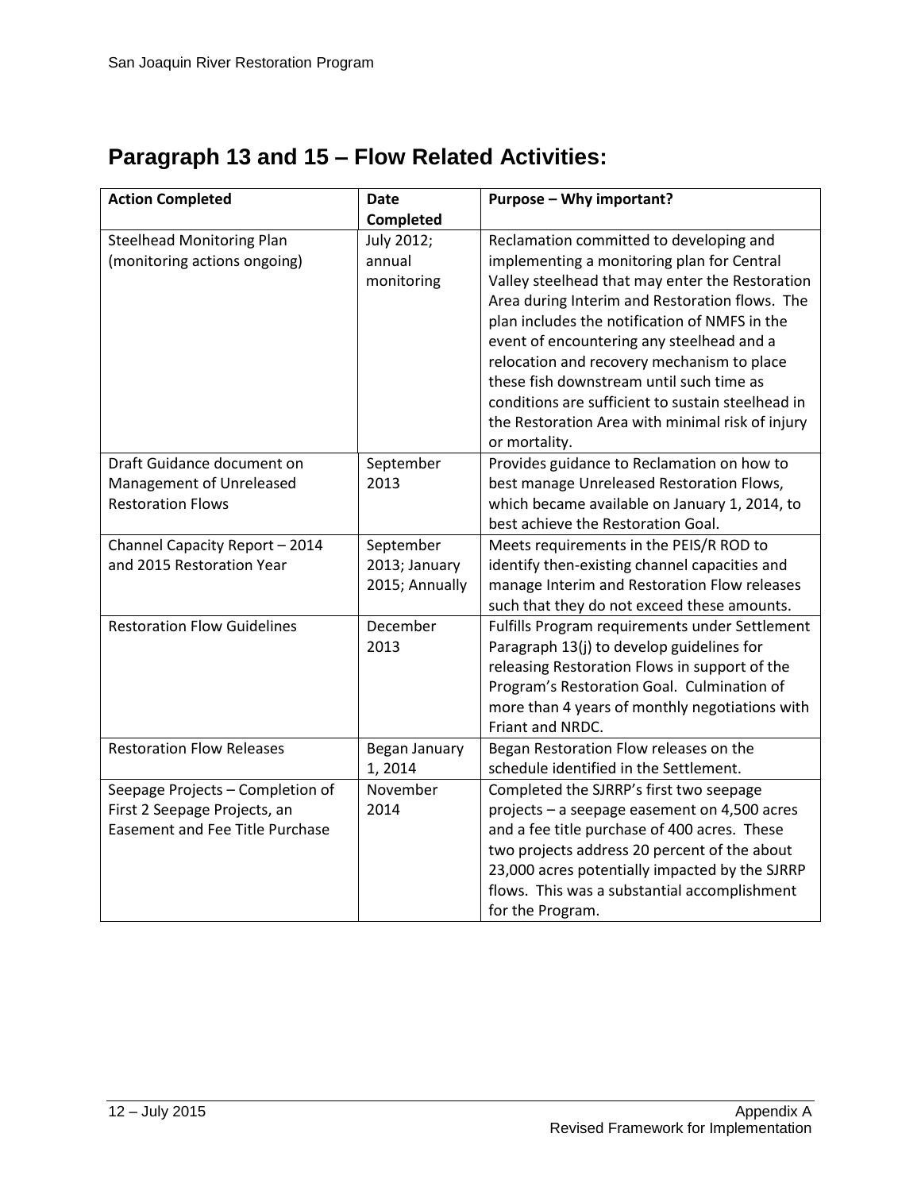## Paragraph 13 and 15 – Flow Related Activities:

| Action Completed | Date Completed | Purpose – Why important? |
| --- | --- | --- |
| Steelhead Monitoring Plan (monitoring actions ongoing) | July 2012; annual monitoring | Reclamation committed to developing and implementing a monitoring plan for Central Valley steelhead that may enter the Restoration Area during Interim and Restoration flows. The plan includes the notification of NMFS in the event of encountering any steelhead and a relocation and recovery mechanism to place these fish downstream until such time as conditions are sufficient to sustain steelhead in the Restoration Area with minimal risk of injury or mortality. |
| Draft Guidance document on Management of Unreleased Restoration Flows | September 2013 | Provides guidance to Reclamation on how to best manage Unreleased Restoration Flows, which became available on January 1, 2014, to best achieve the Restoration Goal. |
| Channel Capacity Report – 2014 and 2015 Restoration Year | September 2013; January 2015; Annually | Meets requirements in the PEIS/R ROD to identify then-existing channel capacities and manage Interim and Restoration Flow releases such that they do not exceed these amounts. |
| Restoration Flow Guidelines | December 2013 | Fulfills Program requirements under Settlement Paragraph 13(j) to develop guidelines for releasing Restoration Flows in support of the Program's Restoration Goal. Culmination of more than 4 years of monthly negotiations with Friant and NRDC. |
| Restoration Flow Releases | Began January 1, 2014 | Began Restoration Flow releases on the schedule identified in the Settlement. |
| Seepage Projects – Completion of First 2 Seepage Projects, an Easement and Fee Title Purchase | November 2014 | Completed the SJRRP's first two seepage projects – a seepage easement on 4,500 acres and a fee title purchase of 400 acres. These two projects address 20 percent of the about 23,000 acres potentially impacted by the SJRRP flows. This was a substantial accomplishment for the Program. |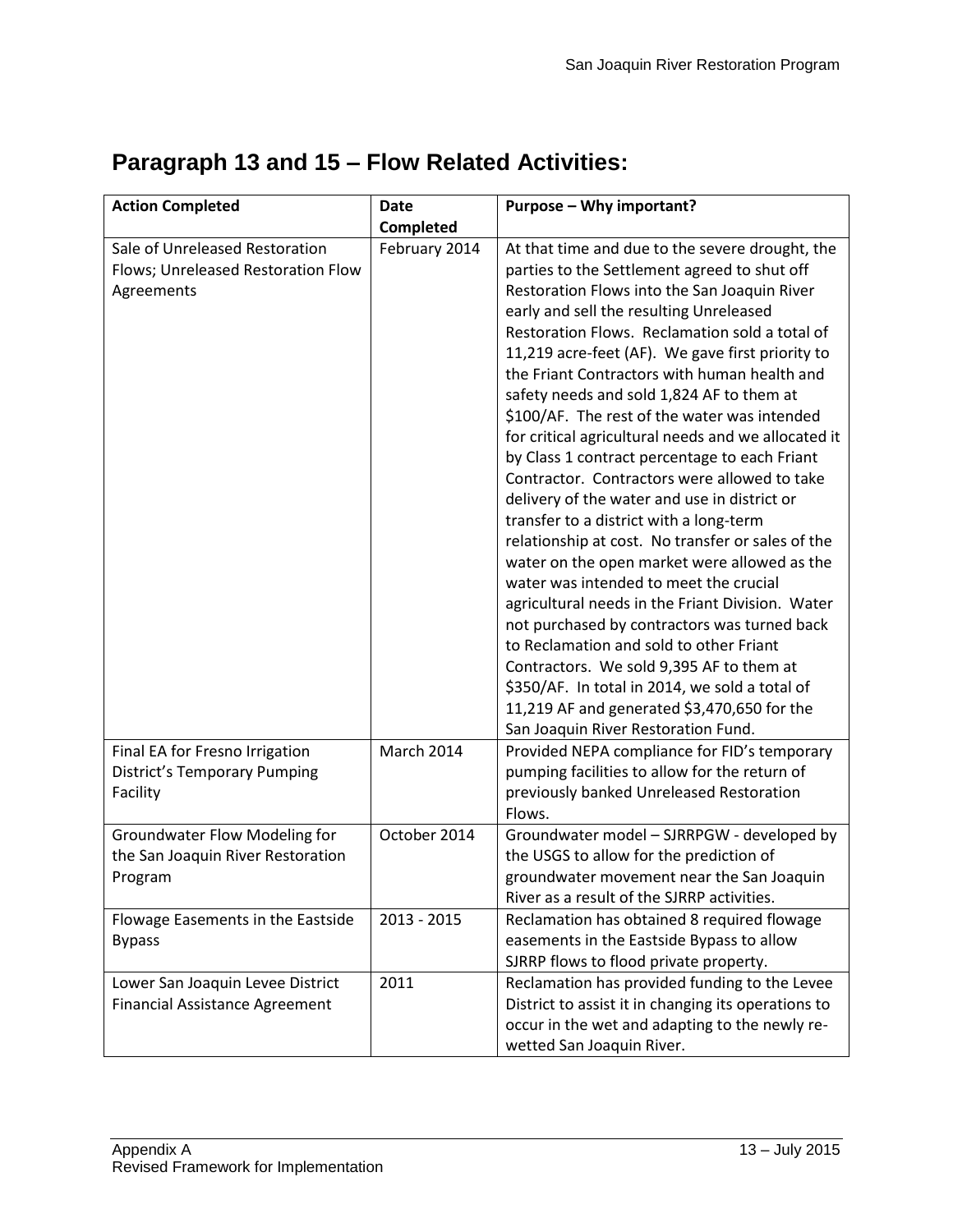## Paragraph 13 and 15 – Flow Related Activities:

| Action Completed | Date Completed | Purpose – Why important? |
| --- | --- | --- |
| Sale of Unreleased Restoration Flows; Unreleased Restoration Flow Agreements | February 2014 | At that time and due to the severe drought, the parties to the Settlement agreed to shut off Restoration Flows into the San Joaquin River early and sell the resulting Unreleased Restoration Flows. Reclamation sold a total of 11,219 acre-feet (AF). We gave first priority to the Friant Contractors with human health and safety needs and sold 1,824 AF to them at \$100/AF. The rest of the water was intended for critical agricultural needs and we allocated it by Class 1 contract percentage to each Friant Contractor. Contractors were allowed to take delivery of the water and use in district or transfer to a district with a long-term relationship at cost. No transfer or sales of the water on the open market were allowed as the water was intended to meet the crucial agricultural needs in the Friant Division. Water not purchased by contractors was turned back to Reclamation and sold to other Friant Contractors. We sold 9,395 AF to them at \$350/AF. In total in 2014, we sold a total of 11,219 AF and generated \$3,470,650 for the San Joaquin River Restoration Fund. |
| Final EA for Fresno Irrigation District's Temporary Pumping Facility | March 2014 | Provided NEPA compliance for FID's temporary pumping facilities to allow for the return of previously banked Unreleased Restoration Flows. |
| Groundwater Flow Modeling for the San Joaquin River Restoration Program | October 2014 | Groundwater model – SJRRPGW - developed by the USGS to allow for the prediction of groundwater movement near the San Joaquin River as a result of the SJRRP activities. |
| Flowage Easements in the Eastside Bypass | 2013 - 2015 | Reclamation has obtained 8 required flowage easements in the Eastside Bypass to allow SJRRP flows to flood private property. |
| Lower San Joaquin Levee District Financial Assistance Agreement | 2011 | Reclamation has provided funding to the Levee District to assist it in changing its operations to occur in the wet and adapting to the newly re-wetted San Joaquin River. |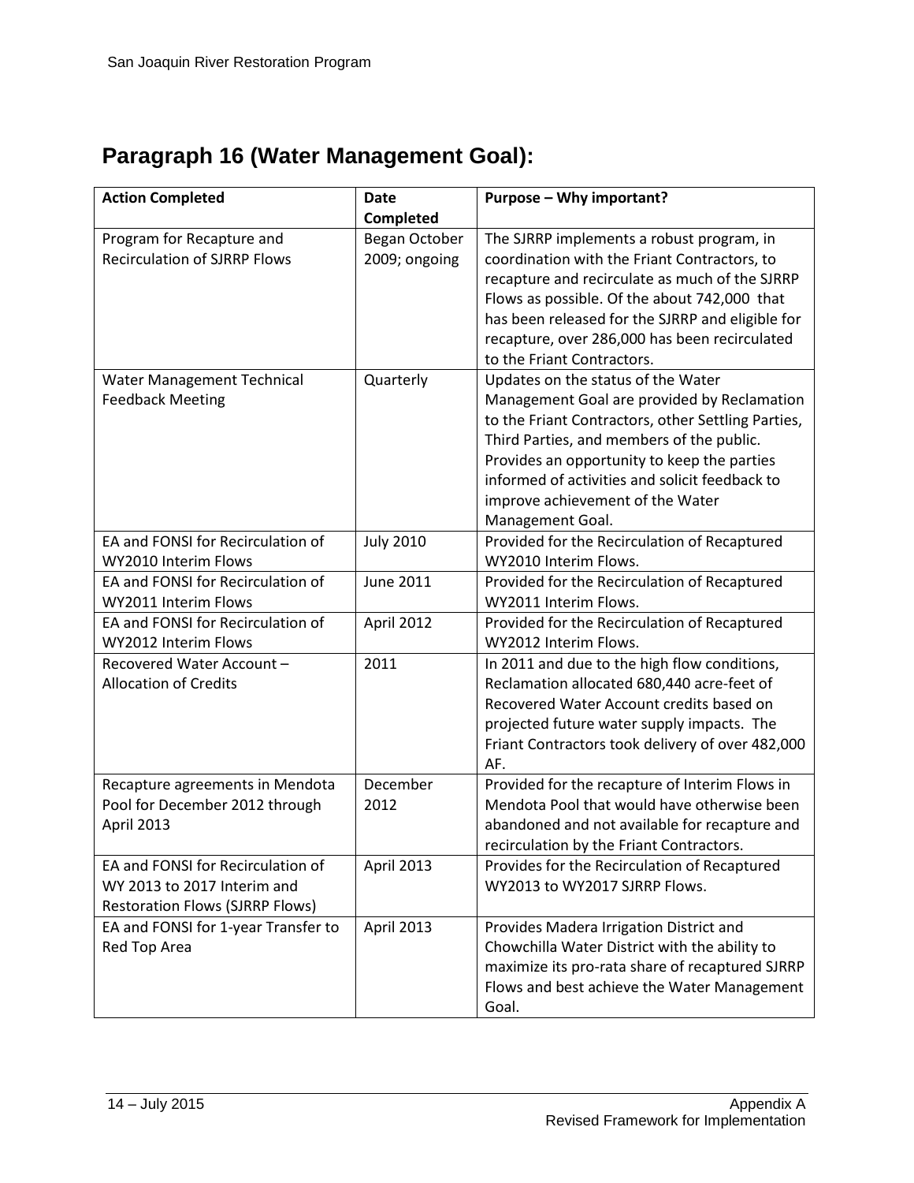## Paragraph 16 (Water Management Goal):

| Action Completed | Date Completed | Purpose – Why important? |
|---|---|---|
| Program for Recapture and Recirculation of SJRRP Flows | Began October 2009; ongoing | The SJRRP implements a robust program, in coordination with the Friant Contractors, to recapture and recirculate as much of the SJRRP Flows as possible. Of the about 742,000 that has been released for the SJRRP and eligible for recapture, over 286,000 has been recirculated to the Friant Contractors. |
| Water Management Technical Feedback Meeting | Quarterly | Updates on the status of the Water Management Goal are provided by Reclamation to the Friant Contractors, other Settling Parties, Third Parties, and members of the public. Provides an opportunity to keep the parties informed of activities and solicit feedback to improve achievement of the Water Management Goal. |
| EA and FONSI for Recirculation of WY2010 Interim Flows | July 2010 | Provided for the Recirculation of Recaptured WY2010 Interim Flows. |
| EA and FONSI for Recirculation of WY2011 Interim Flows | June 2011 | Provided for the Recirculation of Recaptured WY2011 Interim Flows. |
| EA and FONSI for Recirculation of WY2012 Interim Flows | April 2012 | Provided for the Recirculation of Recaptured WY2012 Interim Flows. |
| Recovered Water Account – Allocation of Credits | 2011 | In 2011 and due to the high flow conditions, Reclamation allocated 680,440 acre-feet of Recovered Water Account credits based on projected future water supply impacts. The Friant Contractors took delivery of over 482,000 AF. |
| Recapture agreements in Mendota Pool for December 2012 through April 2013 | December 2012 | Provided for the recapture of Interim Flows in Mendota Pool that would have otherwise been abandoned and not available for recapture and recirculation by the Friant Contractors. |
| EA and FONSI for Recirculation of WY 2013 to 2017 Interim and Restoration Flows (SJRRP Flows) | April 2013 | Provides for the Recirculation of Recaptured WY2013 to WY2017 SJRRP Flows. |
| EA and FONSI for 1-year Transfer to Red Top Area | April 2013 | Provides Madera Irrigation District and Chowchilla Water District with the ability to maximize its pro-rata share of recaptured SJRRP Flows and best achieve the Water Management Goal. |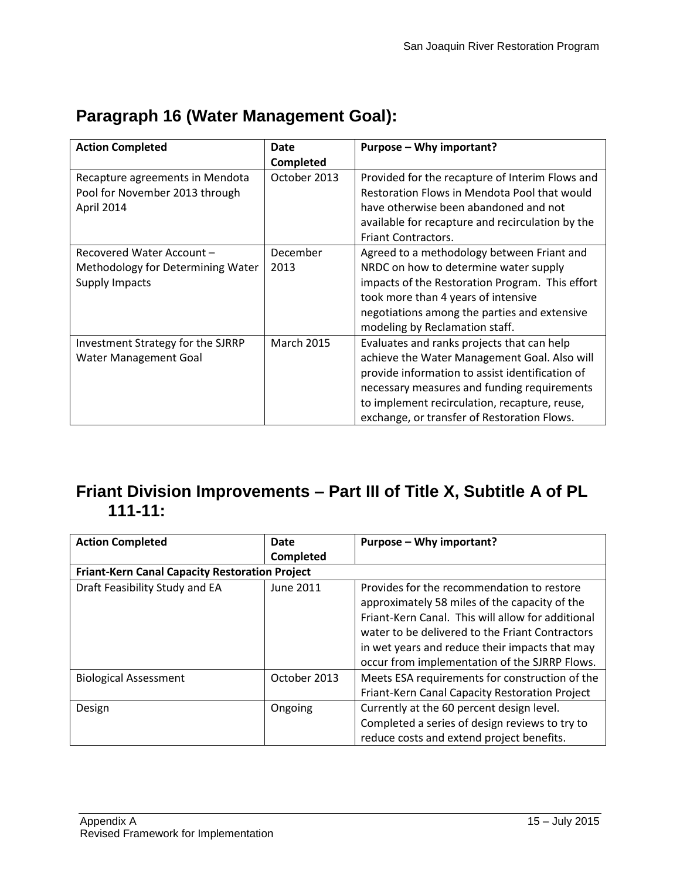## Paragraph 16 (Water Management Goal):

| Action Completed | Date Completed | Purpose – Why important? |
|---|---|---|
| Recapture agreements in Mendota Pool for November 2013 through April 2014 | October 2013 | Provided for the recapture of Interim Flows and Restoration Flows in Mendota Pool that would have otherwise been abandoned and not available for recapture and recirculation by the Friant Contractors. |
| Recovered Water Account – Methodology for Determining Water Supply Impacts | December 2013 | Agreed to a methodology between Friant and NRDC on how to determine water supply impacts of the Restoration Program. This effort took more than 4 years of intensive negotiations among the parties and extensive modeling by Reclamation staff. |
| Investment Strategy for the SJRRP Water Management Goal | March 2015 | Evaluates and ranks projects that can help achieve the Water Management Goal. Also will provide information to assist identification of necessary measures and funding requirements to implement recirculation, recapture, reuse, exchange, or transfer of Restoration Flows. |

## Friant Division Improvements – Part III of Title X, Subtitle A of PL 111-11:

| Action Completed | Date Completed | Purpose – Why important? |
|---|---|---|
| **Friant-Kern Canal Capacity Restoration Project** | | |
| Draft Feasibility Study and EA | June 2011 | Provides for the recommendation to restore approximately 58 miles of the capacity of the Friant-Kern Canal. This will allow for additional water to be delivered to the Friant Contractors in wet years and reduce their impacts that may occur from implementation of the SJRRP Flows. |
| Biological Assessment | October 2013 | Meets ESA requirements for construction of the Friant-Kern Canal Capacity Restoration Project |
| Design | Ongoing | Currently at the 60 percent design level. Completed a series of design reviews to try to reduce costs and extend project benefits. |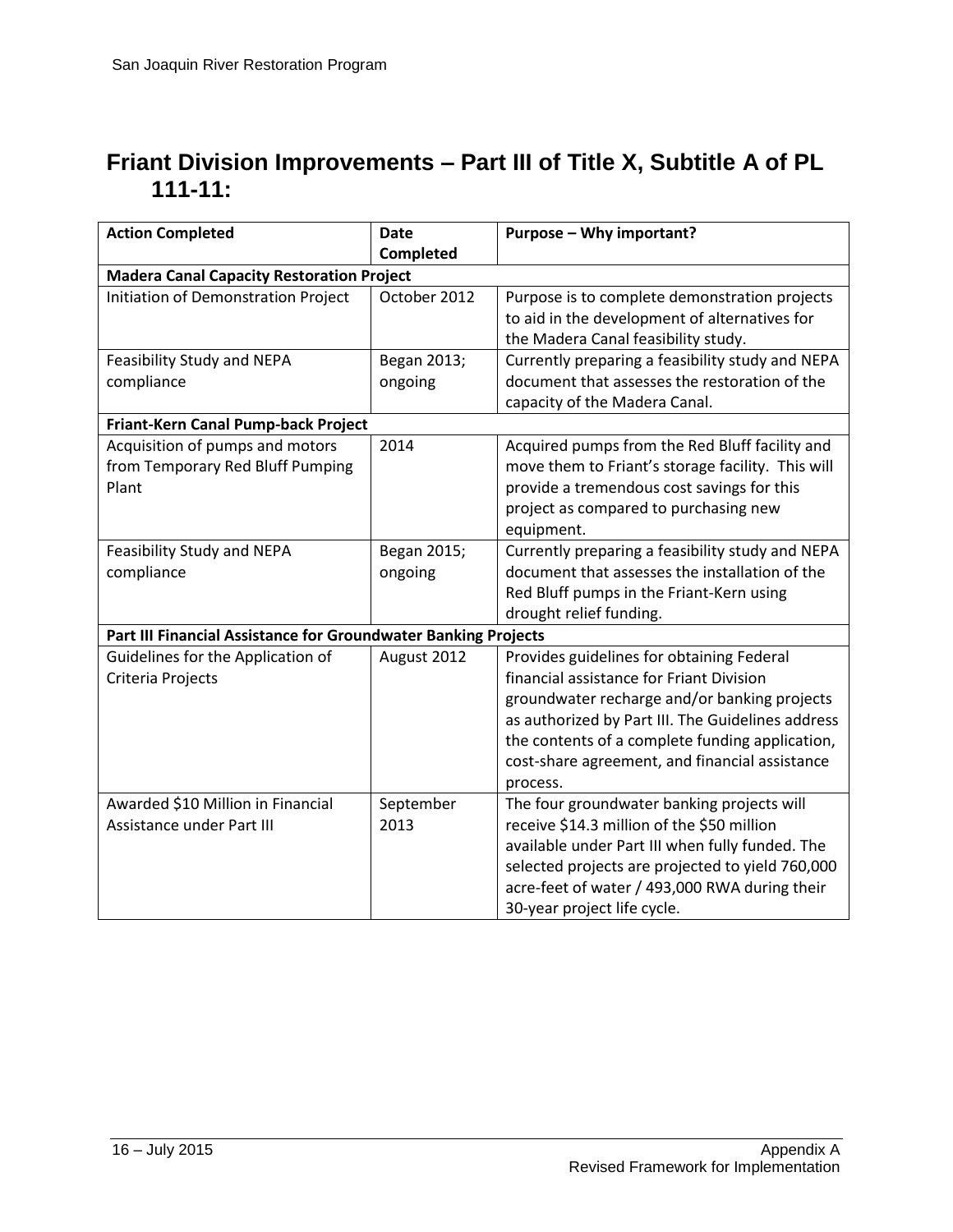## Friant Division Improvements – Part III of Title X, Subtitle A of PL 111-11:

| Action Completed | Date Completed | Purpose – Why important? |
|---|---|---|
| **Madera Canal Capacity Restoration Project** | | |
| Initiation of Demonstration Project | October 2012 | Purpose is to complete demonstration projects to aid in the development of alternatives for the Madera Canal feasibility study. |
| Feasibility Study and NEPA compliance | Began 2013; ongoing | Currently preparing a feasibility study and NEPA document that assesses the restoration of the capacity of the Madera Canal. |
| **Friant-Kern Canal Pump-back Project** | | |
| Acquisition of pumps and motors from Temporary Red Bluff Pumping Plant | 2014 | Acquired pumps from the Red Bluff facility and move them to Friant's storage facility. This will provide a tremendous cost savings for this project as compared to purchasing new equipment. |
| Feasibility Study and NEPA compliance | Began 2015; ongoing | Currently preparing a feasibility study and NEPA document that assesses the installation of the Red Bluff pumps in the Friant-Kern using drought relief funding. |
| **Part III Financial Assistance for Groundwater Banking Projects** | | |
| Guidelines for the Application of Criteria Projects | August 2012 | Provides guidelines for obtaining Federal financial assistance for Friant Division groundwater recharge and/or banking projects as authorized by Part III. The Guidelines address the contents of a complete funding application, cost-share agreement, and financial assistance process. |
| Awarded $10 Million in Financial Assistance under Part III | September 2013 | The four groundwater banking projects will receive $14.3 million of the $50 million available under Part III when fully funded. The selected projects are projected to yield 760,000 acre-feet of water / 493,000 RWA during their 30-year project life cycle. |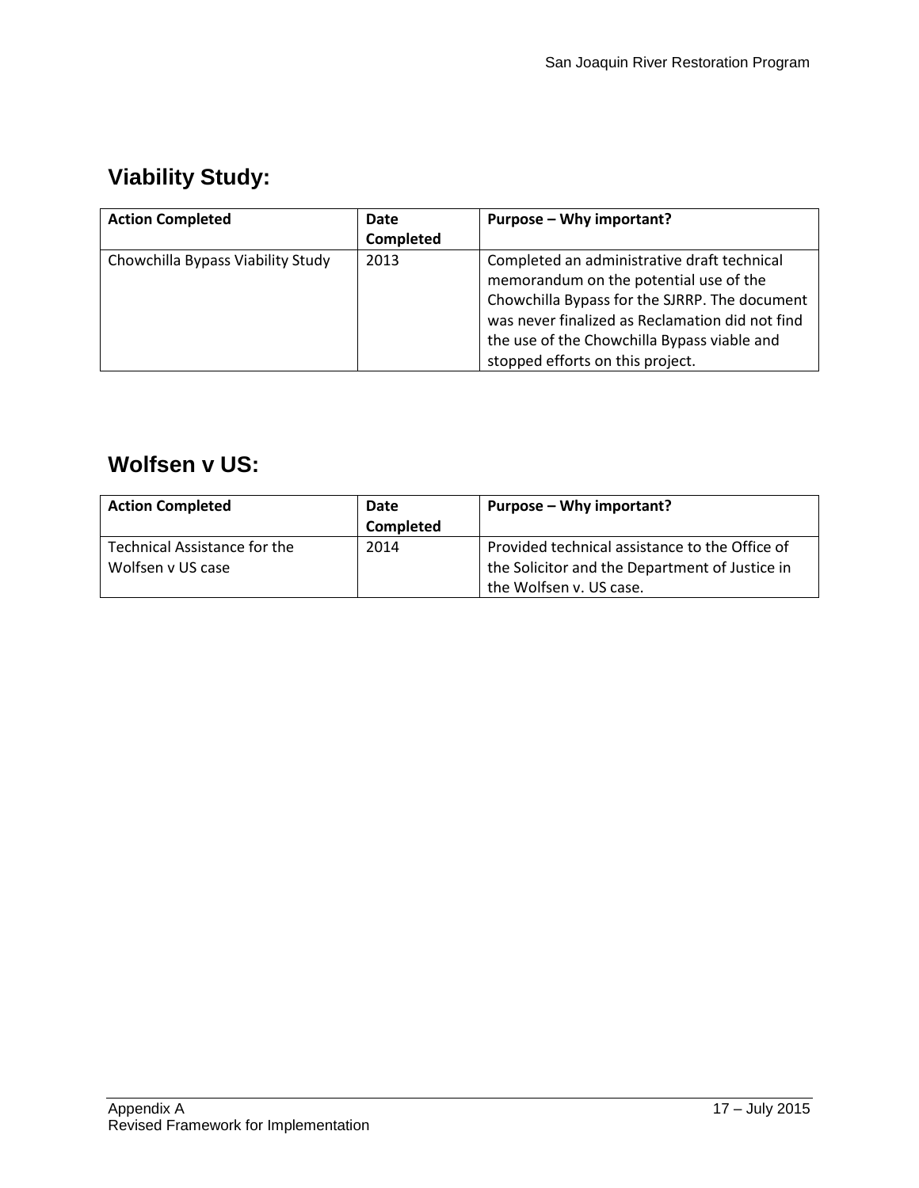## Viability Study:

| Action Completed | Date Completed | Purpose – Why important? |
|---|---|---|
| Chowchilla Bypass Viability Study | 2013 | Completed an administrative draft technical memorandum on the potential use of the Chowchilla Bypass for the SJRRP. The document was never finalized as Reclamation did not find the use of the Chowchilla Bypass viable and stopped efforts on this project. |

## Wolfsen v US:

| Action Completed | Date Completed | Purpose – Why important? |
|---|---|---|
| Technical Assistance for the Wolfsen v US case | 2014 | Provided technical assistance to the Office of the Solicitor and the Department of Justice in the Wolfsen v. US case. |